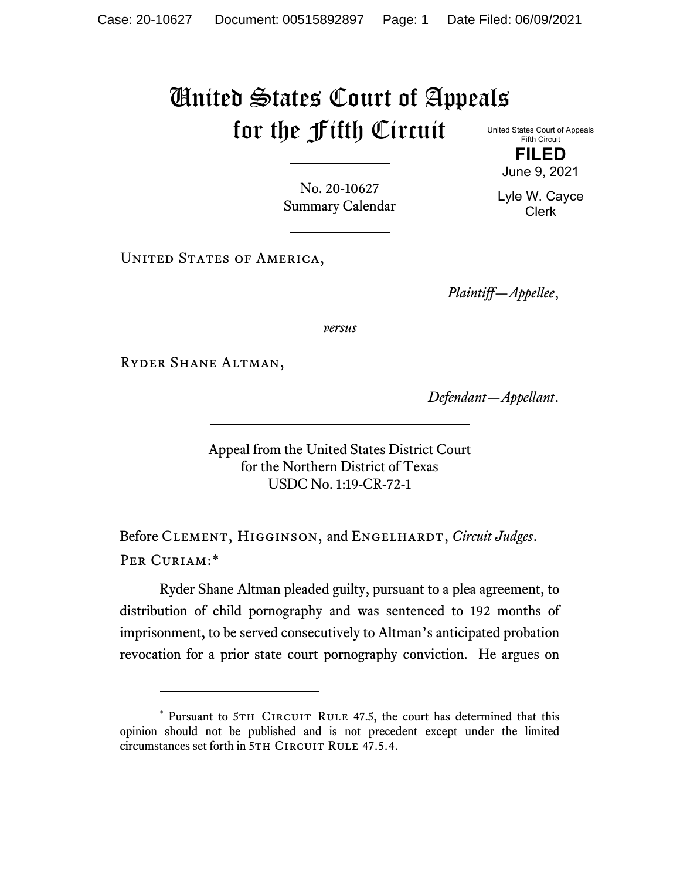# United States Court of Appeals for the Fifth Circuit

United States Court of Appeals
Fifth Circuit

**FILED**

June 9, 2021

Lyle W. Cayce
Clerk

No. 20-10627
Summary Calendar

United States of America,

*Plaintiff—Appellee*,

*versus*

Ryder Shane Altman,

*Defendant—Appellant*.

Appeal from the United States District Court
for the Northern District of Texas
USDC No. 1:19-CR-72-1

Before Clement, Higginson, and Engelhardt, *Circuit Judges*.

Per Curiam:*

Ryder Shane Altman pleaded guilty, pursuant to a plea agreement, to distribution of child pornography and was sentenced to 192 months of imprisonment, to be served consecutively to Altman's anticipated probation revocation for a prior state court pornography conviction. He argues on

---

* Pursuant to 5th Circuit Rule 47.5, the court has determined that this opinion should not be published and is not precedent except under the limited circumstances set forth in 5th Circuit Rule 47.5.4.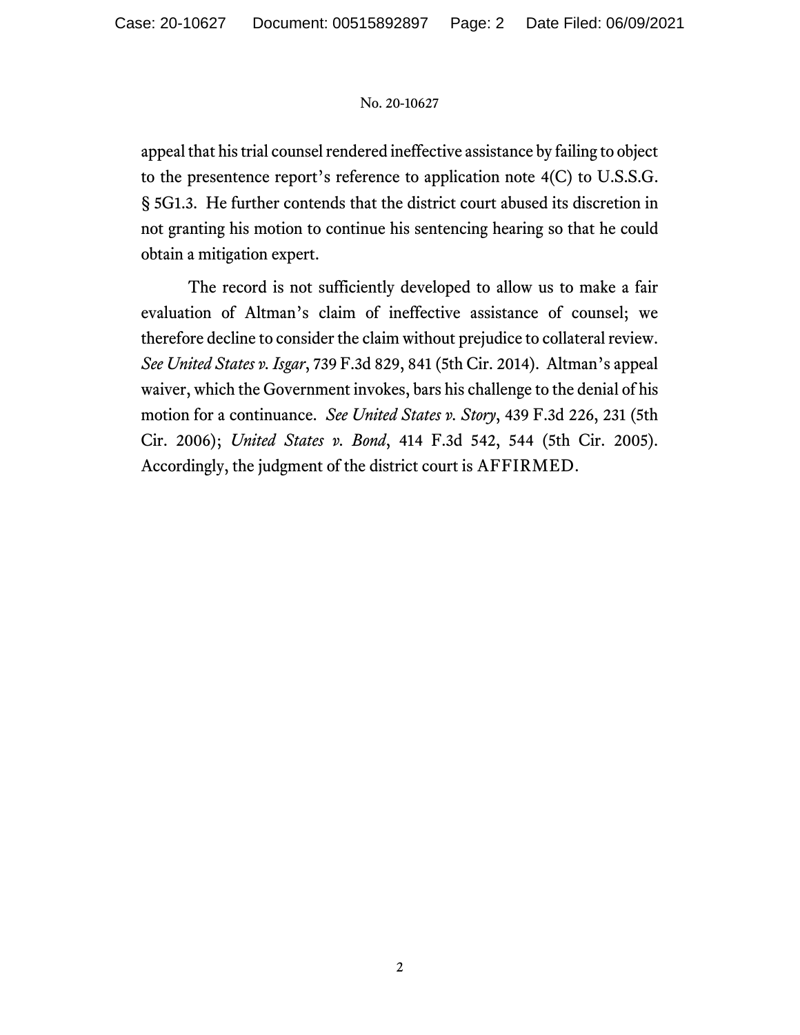appeal that his trial counsel rendered ineffective assistance by failing to object to the presentence report's reference to application note 4(C) to U.S.S.G. § 5G1.3. He further contends that the district court abused its discretion in not granting his motion to continue his sentencing hearing so that he could obtain a mitigation expert.

The record is not sufficiently developed to allow us to make a fair evaluation of Altman's claim of ineffective assistance of counsel; we therefore decline to consider the claim without prejudice to collateral review. *See United States v. Isgar*, 739 F.3d 829, 841 (5th Cir. 2014). Altman's appeal waiver, which the Government invokes, bars his challenge to the denial of his motion for a continuance. *See United States v. Story*, 439 F.3d 226, 231 (5th Cir. 2006); *United States v. Bond*, 414 F.3d 542, 544 (5th Cir. 2005). Accordingly, the judgment of the district court is AFFIRMED.